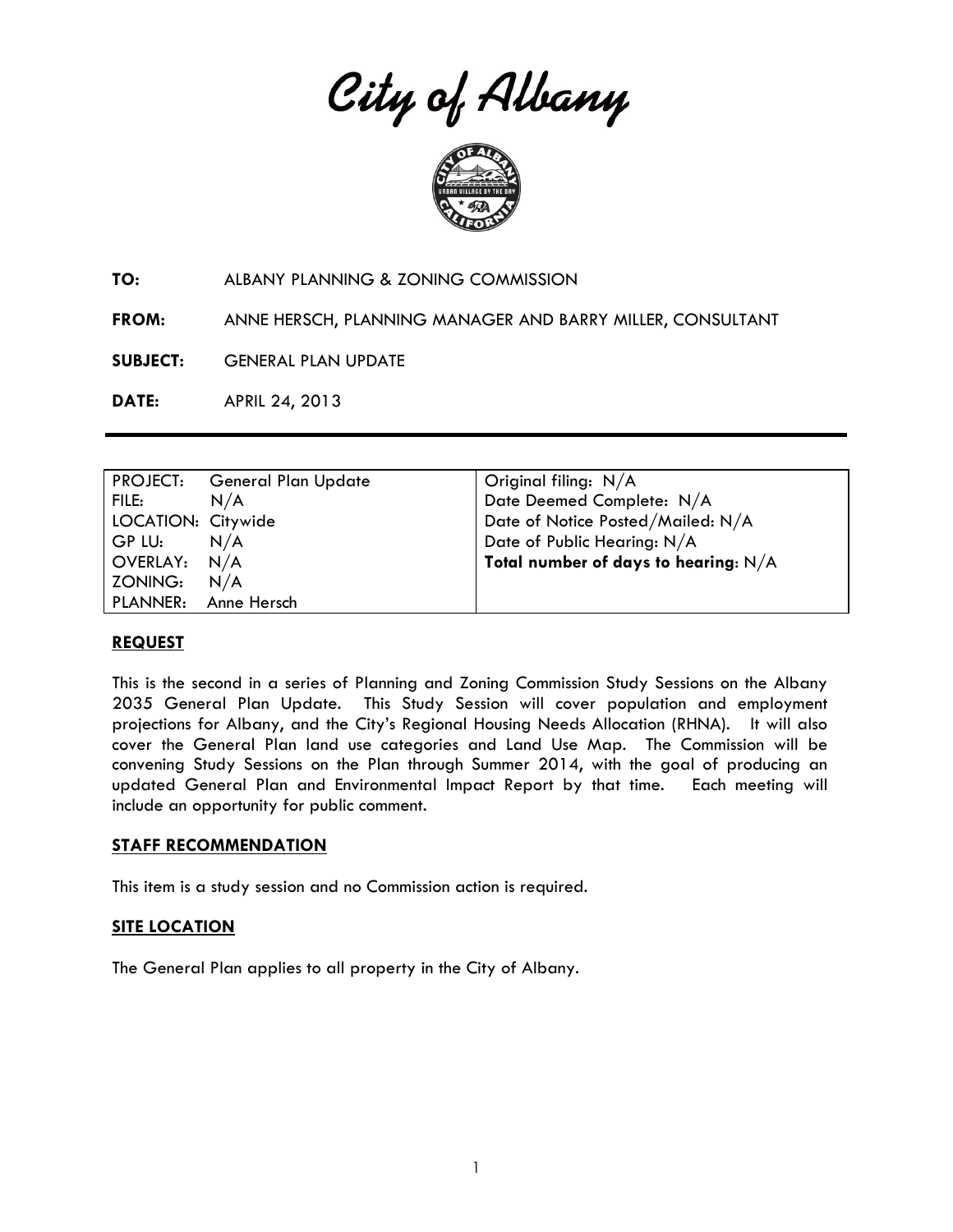# City of Albany

**TO:** ALBANY PLANNING & ZONING COMMISSION

**FROM:** ANNE HERSCH, PLANNING MANAGER AND BARRY MILLER, CONSULTANT

**SUBJECT:** GENERAL PLAN UPDATE

**DATE:** APRIL 24, 2013

| | |
|---|---|
| PROJECT: General Plan Update | Original filing: N/A |
| FILE: N/A | Date Deemed Complete: N/A |
| LOCATION: Citywide | Date of Notice Posted/Mailed: N/A |
| GP LU: N/A | Date of Public Hearing: N/A |
| OVERLAY: N/A | **Total number of days to hearing**: N/A |
| ZONING: N/A | |
| PLANNER: Anne Hersch | |

## REQUEST

This is the second in a series of Planning and Zoning Commission Study Sessions on the Albany 2035 General Plan Update. This Study Session will cover population and employment projections for Albany, and the City's Regional Housing Needs Allocation (RHNA). It will also cover the General Plan land use categories and Land Use Map. The Commission will be convening Study Sessions on the Plan through Summer 2014, with the goal of producing an updated General Plan and Environmental Impact Report by that time. Each meeting will include an opportunity for public comment.

## STAFF RECOMMENDATION

This item is a study session and no Commission action is required.

## SITE LOCATION

The General Plan applies to all property in the City of Albany.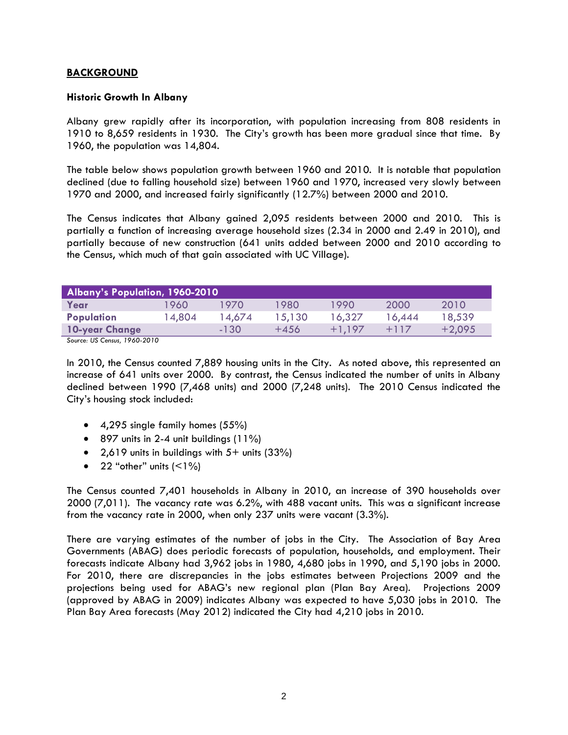## BACKGROUND

### Historic Growth In Albany

Albany grew rapidly after its incorporation, with population increasing from 808 residents in 1910 to 8,659 residents in 1930. The City's growth has been more gradual since that time. By 1960, the population was 14,804.

The table below shows population growth between 1960 and 2010. It is notable that population declined (due to falling household size) between 1960 and 1970, increased very slowly between 1970 and 2000, and increased fairly significantly (12.7%) between 2000 and 2010.

The Census indicates that Albany gained 2,095 residents between 2000 and 2010. This is partially a function of increasing average household sizes (2.34 in 2000 and 2.49 in 2010), and partially because of new construction (641 units added between 2000 and 2010 according to the Census, which much of that gain associated with UC Village).

| Albany's Population, 1960-2010 | | | | | | |
|---|---|---|---|---|---|---|
| **Year** | 1960 | 1970 | 1980 | 1990 | 2000 | 2010 |
| **Population** | 14,804 | 14,674 | 15,130 | 16,327 | 16,444 | 18,539 |
| **10-year Change** | | -130 | +456 | +1,197 | +117 | +2,095 |

*Source: US Census, 1960-2010*

In 2010, the Census counted 7,889 housing units in the City. As noted above, this represented an increase of 641 units over 2000. By contrast, the Census indicated the number of units in Albany declined between 1990 (7,468 units) and 2000 (7,248 units). The 2010 Census indicated the City's housing stock included:

- 4,295 single family homes (55%)
- 897 units in 2-4 unit buildings (11%)
- 2,619 units in buildings with 5+ units (33%)
- 22 "other" units (<1%)

The Census counted 7,401 households in Albany in 2010, an increase of 390 households over 2000 (7,011). The vacancy rate was 6.2%, with 488 vacant units. This was a significant increase from the vacancy rate in 2000, when only 237 units were vacant (3.3%).

There are varying estimates of the number of jobs in the City. The Association of Bay Area Governments (ABAG) does periodic forecasts of population, households, and employment. Their forecasts indicate Albany had 3,962 jobs in 1980, 4,680 jobs in 1990, and 5,190 jobs in 2000. For 2010, there are discrepancies in the jobs estimates between Projections 2009 and the projections being used for ABAG's new regional plan (Plan Bay Area). Projections 2009 (approved by ABAG in 2009) indicates Albany was expected to have 5,030 jobs in 2010. The Plan Bay Area forecasts (May 2012) indicated the City had 4,210 jobs in 2010.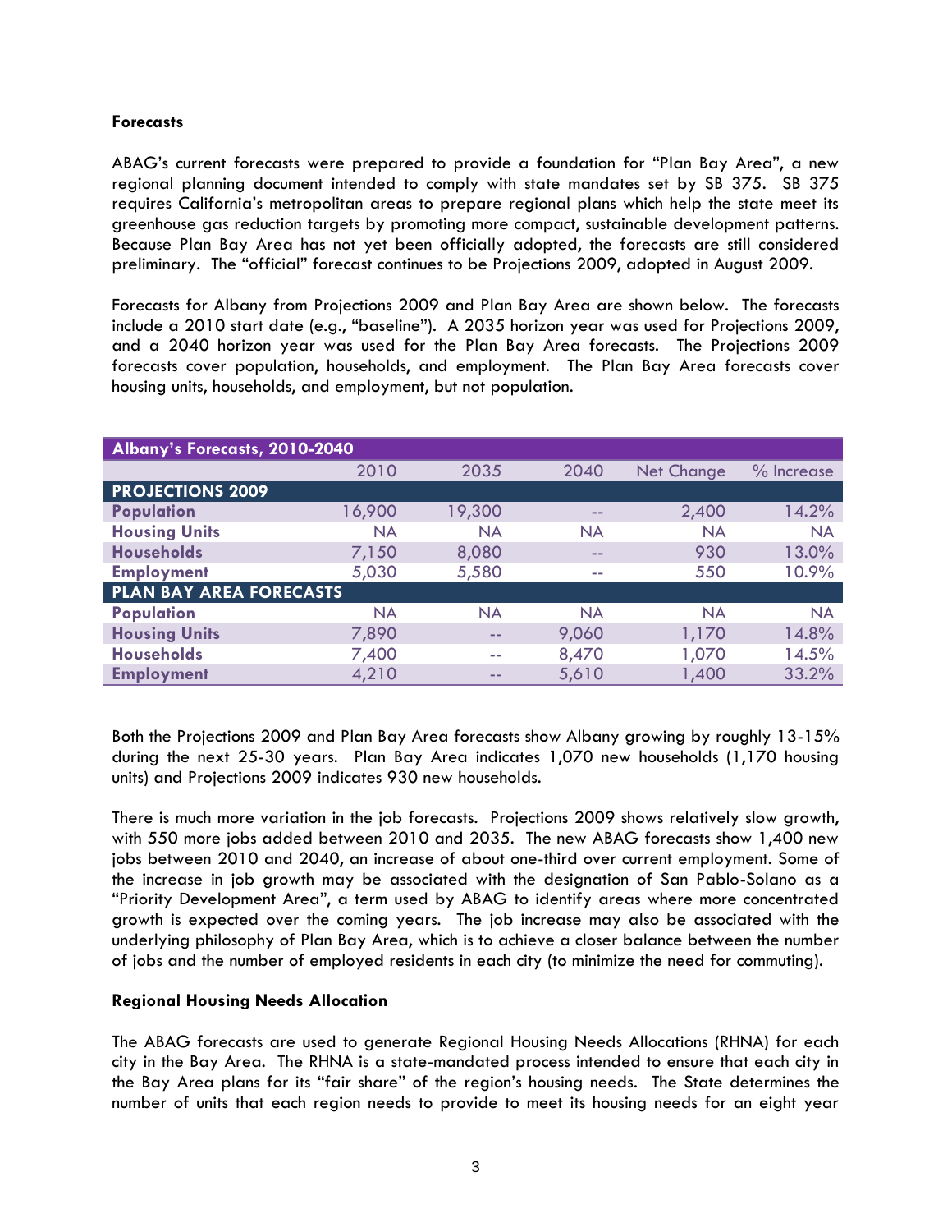**Forecasts**

ABAG's current forecasts were prepared to provide a foundation for "Plan Bay Area", a new regional planning document intended to comply with state mandates set by SB 375. SB 375 requires California's metropolitan areas to prepare regional plans which help the state meet its greenhouse gas reduction targets by promoting more compact, sustainable development patterns. Because Plan Bay Area has not yet been officially adopted, the forecasts are still considered preliminary. The "official" forecast continues to be Projections 2009, adopted in August 2009.

Forecasts for Albany from Projections 2009 and Plan Bay Area are shown below. The forecasts include a 2010 start date (e.g., "baseline"). A 2035 horizon year was used for Projections 2009, and a 2040 horizon year was used for the Plan Bay Area forecasts. The Projections 2009 forecasts cover population, households, and employment. The Plan Bay Area forecasts cover housing units, households, and employment, but not population.

| Albany's Forecasts, 2010-2040 | | | | | |
|---|---|---|---|---|---|
| | 2010 | 2035 | 2040 | Net Change | % Increase |
| **PROJECTIONS 2009** | | | | | |
| **Population** | 16,900 | 19,300 | -- | 2,400 | 14.2% |
| **Housing Units** | NA | NA | NA | NA | NA |
| **Households** | 7,150 | 8,080 | -- | 930 | 13.0% |
| **Employment** | 5,030 | 5,580 | -- | 550 | 10.9% |
| **PLAN BAY AREA FORECASTS** | | | | | |
| **Population** | NA | NA | NA | NA | NA |
| **Housing Units** | 7,890 | -- | 9,060 | 1,170 | 14.8% |
| **Households** | 7,400 | -- | 8,470 | 1,070 | 14.5% |
| **Employment** | 4,210 | -- | 5,610 | 1,400 | 33.2% |

Both the Projections 2009 and Plan Bay Area forecasts show Albany growing by roughly 13-15% during the next 25-30 years. Plan Bay Area indicates 1,070 new households (1,170 housing units) and Projections 2009 indicates 930 new households.

There is much more variation in the job forecasts. Projections 2009 shows relatively slow growth, with 550 more jobs added between 2010 and 2035. The new ABAG forecasts show 1,400 new jobs between 2010 and 2040, an increase of about one-third over current employment. Some of the increase in job growth may be associated with the designation of San Pablo-Solano as a "Priority Development Area", a term used by ABAG to identify areas where more concentrated growth is expected over the coming years. The job increase may also be associated with the underlying philosophy of Plan Bay Area, which is to achieve a closer balance between the number of jobs and the number of employed residents in each city (to minimize the need for commuting).

**Regional Housing Needs Allocation**

The ABAG forecasts are used to generate Regional Housing Needs Allocations (RHNA) for each city in the Bay Area. The RHNA is a state-mandated process intended to ensure that each city in the Bay Area plans for its "fair share" of the region's housing needs. The State determines the number of units that each region needs to provide to meet its housing needs for an eight year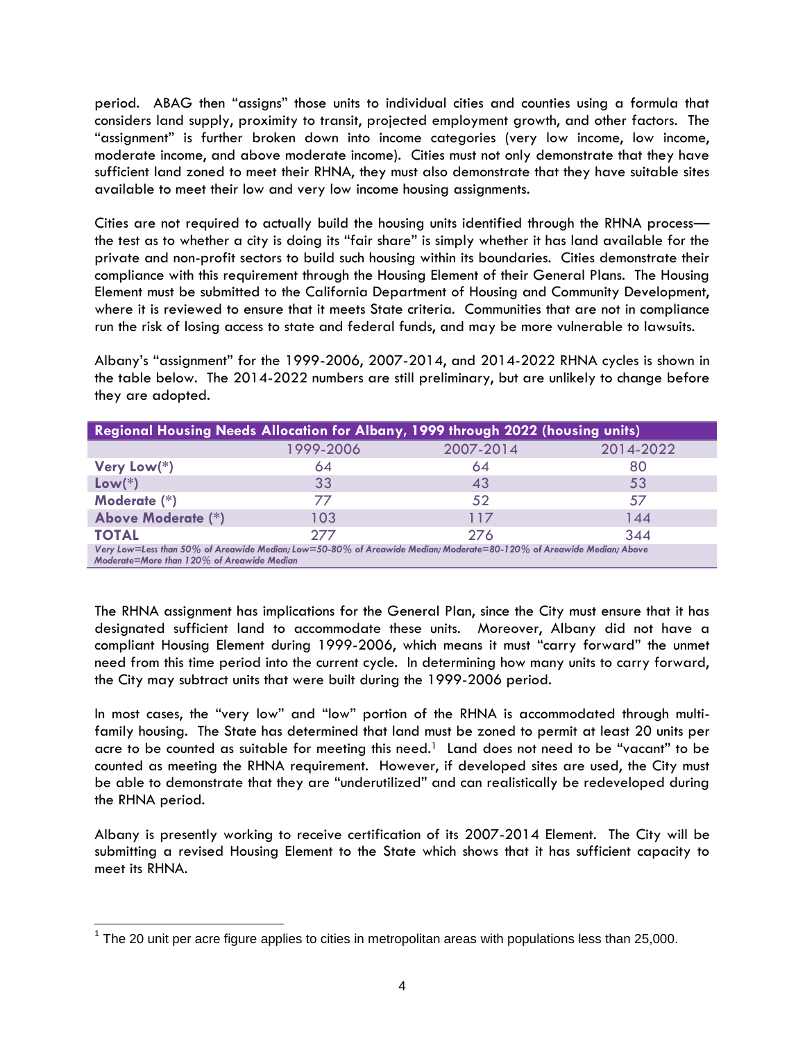period. ABAG then "assigns" those units to individual cities and counties using a formula that considers land supply, proximity to transit, projected employment growth, and other factors. The "assignment" is further broken down into income categories (very low income, low income, moderate income, and above moderate income). Cities must not only demonstrate that they have sufficient land zoned to meet their RHNA, they must also demonstrate that they have suitable sites available to meet their low and very low income housing assignments.

Cities are not required to actually build the housing units identified through the RHNA process—the test as to whether a city is doing its "fair share" is simply whether it has land available for the private and non-profit sectors to build such housing within its boundaries. Cities demonstrate their compliance with this requirement through the Housing Element of their General Plans. The Housing Element must be submitted to the California Department of Housing and Community Development, where it is reviewed to ensure that it meets State criteria. Communities that are not in compliance run the risk of losing access to state and federal funds, and may be more vulnerable to lawsuits.

Albany's "assignment" for the 1999-2006, 2007-2014, and 2014-2022 RHNA cycles is shown in the table below. The 2014-2022 numbers are still preliminary, but are unlikely to change before they are adopted.

**Regional Housing Needs Allocation for Albany, 1999 through 2022 (housing units)**

| | 1999-2006 | 2007-2014 | 2014-2022 |
|---|---|---|---|
| **Very Low(*)** | 64 | 64 | 80 |
| **Low(*)** | 33 | 43 | 53 |
| **Moderate (*)** | 77 | 52 | 57 |
| **Above Moderate (*)** | 103 | 117 | 144 |
| **TOTAL** | 277 | 276 | 344 |

*Very Low=Less than 50% of Areawide Median; Low=50-80% of Areawide Median; Moderate=80-120% of Areawide Median; Above Moderate=More than 120% of Areawide Median*

The RHNA assignment has implications for the General Plan, since the City must ensure that it has designated sufficient land to accommodate these units. Moreover, Albany did not have a compliant Housing Element during 1999-2006, which means it must "carry forward" the unmet need from this time period into the current cycle. In determining how many units to carry forward, the City may subtract units that were built during the 1999-2006 period.

In most cases, the "very low" and "low" portion of the RHNA is accommodated through multi-family housing. The State has determined that land must be zoned to permit at least 20 units per acre to be counted as suitable for meeting this need.[1] Land does not need to be "vacant" to be counted as meeting the RHNA requirement. However, if developed sites are used, the City must be able to demonstrate that they are "underutilized" and can realistically be redeveloped during the RHNA period.

Albany is presently working to receive certification of its 2007-2014 Element. The City will be submitting a revised Housing Element to the State which shows that it has sufficient capacity to meet its RHNA.

[1] The 20 unit per acre figure applies to cities in metropolitan areas with populations less than 25,000.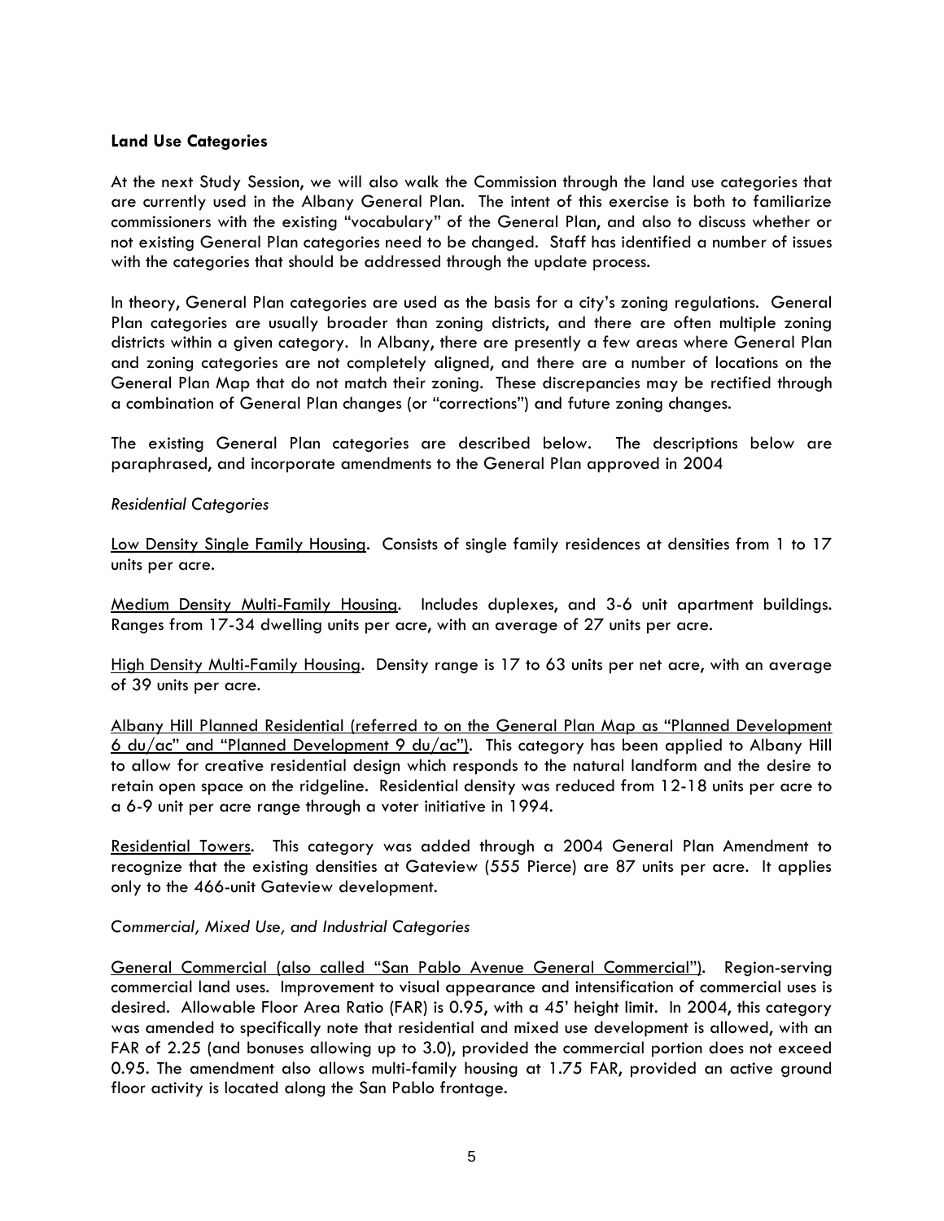**Land Use Categories**

At the next Study Session, we will also walk the Commission through the land use categories that are currently used in the Albany General Plan. The intent of this exercise is both to familiarize commissioners with the existing "vocabulary" of the General Plan, and also to discuss whether or not existing General Plan categories need to be changed. Staff has identified a number of issues with the categories that should be addressed through the update process.

In theory, General Plan categories are used as the basis for a city's zoning regulations. General Plan categories are usually broader than zoning districts, and there are often multiple zoning districts within a given category. In Albany, there are presently a few areas where General Plan and zoning categories are not completely aligned, and there are a number of locations on the General Plan Map that do not match their zoning. These discrepancies may be rectified through a combination of General Plan changes (or "corrections") and future zoning changes.

The existing General Plan categories are described below. The descriptions below are paraphrased, and incorporate amendments to the General Plan approved in 2004

*Residential Categories*

<u>Low Density Single Family Housing</u>. Consists of single family residences at densities from 1 to 17 units per acre.

<u>Medium Density Multi-Family Housing</u>. Includes duplexes, and 3-6 unit apartment buildings. Ranges from 17-34 dwelling units per acre, with an average of 27 units per acre.

<u>High Density Multi-Family Housing</u>. Density range is 17 to 63 units per net acre, with an average of 39 units per acre.

<u>Albany Hill Planned Residential (referred to on the General Plan Map as "Planned Development 6 du/ac" and "Planned Development 9 du/ac")</u>. This category has been applied to Albany Hill to allow for creative residential design which responds to the natural landform and the desire to retain open space on the ridgeline. Residential density was reduced from 12-18 units per acre to a 6-9 unit per acre range through a voter initiative in 1994.

<u>Residential Towers</u>. This category was added through a 2004 General Plan Amendment to recognize that the existing densities at Gateview (555 Pierce) are 87 units per acre. It applies only to the 466-unit Gateview development.

*Commercial, Mixed Use, and Industrial Categories*

<u>General Commercial (also called "San Pablo Avenue General Commercial")</u>. Region-serving commercial land uses. Improvement to visual appearance and intensification of commercial uses is desired. Allowable Floor Area Ratio (FAR) is 0.95, with a 45' height limit. In 2004, this category was amended to specifically note that residential and mixed use development is allowed, with an FAR of 2.25 (and bonuses allowing up to 3.0), provided the commercial portion does not exceed 0.95. The amendment also allows multi-family housing at 1.75 FAR, provided an active ground floor activity is located along the San Pablo frontage.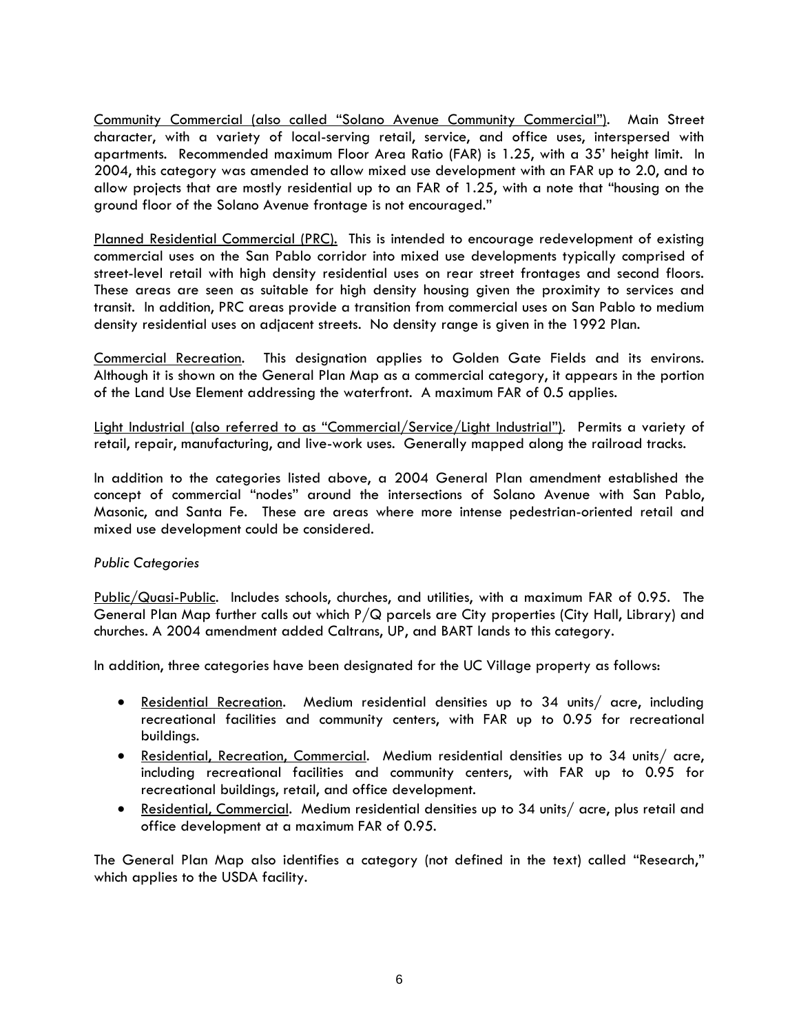<u>Community Commercial (also called "Solano Avenue Community Commercial")</u>. Main Street character, with a variety of local-serving retail, service, and office uses, interspersed with apartments. Recommended maximum Floor Area Ratio (FAR) is 1.25, with a 35' height limit. In 2004, this category was amended to allow mixed use development with an FAR up to 2.0, and to allow projects that are mostly residential up to an FAR of 1.25, with a note that "housing on the ground floor of the Solano Avenue frontage is not encouraged."

<u>Planned Residential Commercial (PRC).</u> This is intended to encourage redevelopment of existing commercial uses on the San Pablo corridor into mixed use developments typically comprised of street-level retail with high density residential uses on rear street frontages and second floors. These areas are seen as suitable for high density housing given the proximity to services and transit. In addition, PRC areas provide a transition from commercial uses on San Pablo to medium density residential uses on adjacent streets. No density range is given in the 1992 Plan.

<u>Commercial Recreation</u>. This designation applies to Golden Gate Fields and its environs. Although it is shown on the General Plan Map as a commercial category, it appears in the portion of the Land Use Element addressing the waterfront. A maximum FAR of 0.5 applies.

<u>Light Industrial (also referred to as "Commercial/Service/Light Industrial")</u>. Permits a variety of retail, repair, manufacturing, and live-work uses. Generally mapped along the railroad tracks.

In addition to the categories listed above, a 2004 General Plan amendment established the concept of commercial "nodes" around the intersections of Solano Avenue with San Pablo, Masonic, and Santa Fe. These are areas where more intense pedestrian-oriented retail and mixed use development could be considered.

*Public Categories*

<u>Public/Quasi-Public</u>. Includes schools, churches, and utilities, with a maximum FAR of 0.95. The General Plan Map further calls out which P/Q parcels are City properties (City Hall, Library) and churches. A 2004 amendment added Caltrans, UP, and BART lands to this category.

In addition, three categories have been designated for the UC Village property as follows:

- <u>Residential Recreation</u>. Medium residential densities up to 34 units/ acre, including recreational facilities and community centers, with FAR up to 0.95 for recreational buildings.
- <u>Residential, Recreation, Commercial</u>. Medium residential densities up to 34 units/ acre, including recreational facilities and community centers, with FAR up to 0.95 for recreational buildings, retail, and office development.
- <u>Residential, Commercial</u>. Medium residential densities up to 34 units/ acre, plus retail and office development at a maximum FAR of 0.95.

The General Plan Map also identifies a category (not defined in the text) called "Research," which applies to the USDA facility.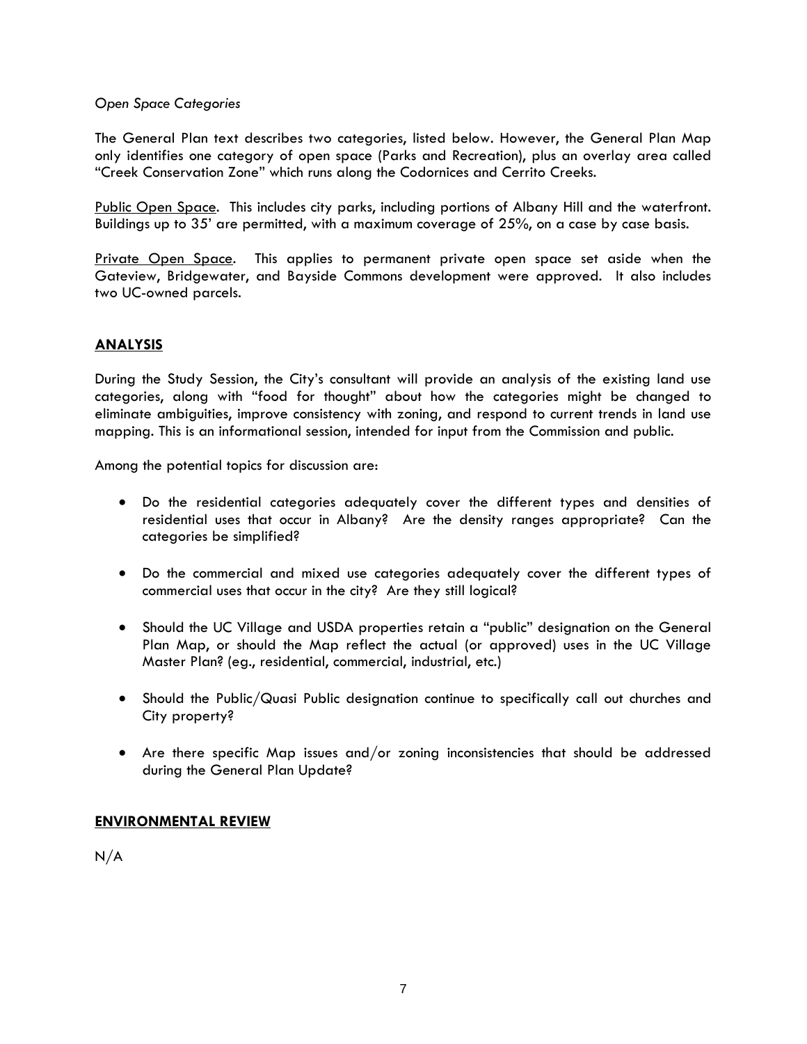*Open Space Categories*

The General Plan text describes two categories, listed below. However, the General Plan Map only identifies one category of open space (Parks and Recreation), plus an overlay area called "Creek Conservation Zone" which runs along the Codornices and Cerrito Creeks.

<u>Public Open Space</u>. This includes city parks, including portions of Albany Hill and the waterfront. Buildings up to 35' are permitted, with a maximum coverage of 25%, on a case by case basis.

<u>Private Open Space</u>. This applies to permanent private open space set aside when the Gateview, Bridgewater, and Bayside Commons development were approved. It also includes two UC-owned parcels.

## ANALYSIS

During the Study Session, the City's consultant will provide an analysis of the existing land use categories, along with "food for thought" about how the categories might be changed to eliminate ambiguities, improve consistency with zoning, and respond to current trends in land use mapping. This is an informational session, intended for input from the Commission and public.

Among the potential topics for discussion are:

- Do the residential categories adequately cover the different types and densities of residential uses that occur in Albany? Are the density ranges appropriate? Can the categories be simplified?
- Do the commercial and mixed use categories adequately cover the different types of commercial uses that occur in the city? Are they still logical?
- Should the UC Village and USDA properties retain a "public" designation on the General Plan Map, or should the Map reflect the actual (or approved) uses in the UC Village Master Plan? (eg., residential, commercial, industrial, etc.)
- Should the Public/Quasi Public designation continue to specifically call out churches and City property?
- Are there specific Map issues and/or zoning inconsistencies that should be addressed during the General Plan Update?

## ENVIRONMENTAL REVIEW

N/A